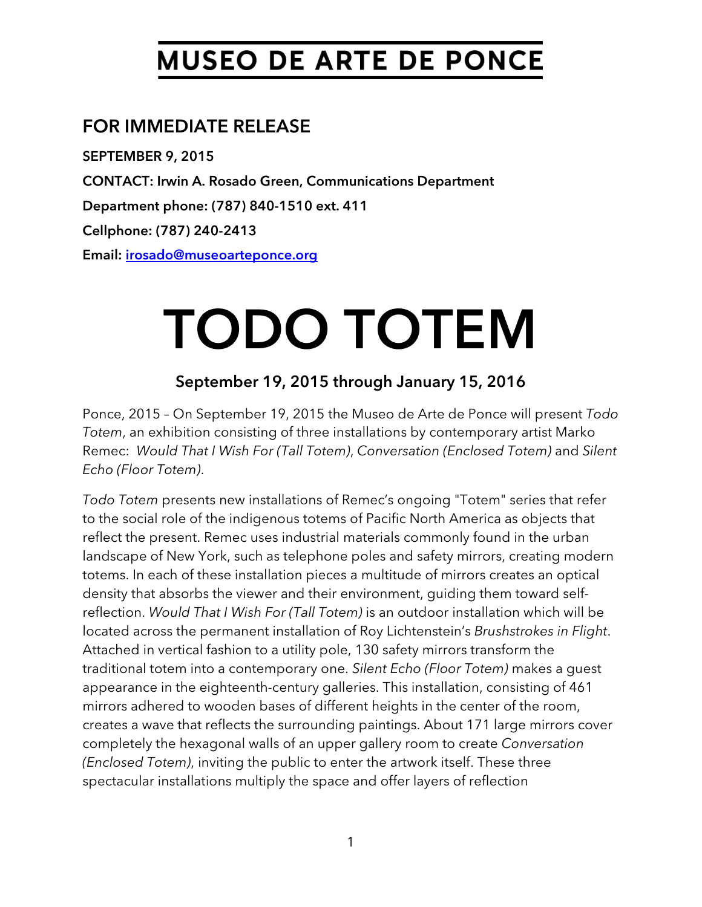# MUSEO DE ARTE DE PONCE

## FOR IMMEDIATE RELEASE

**SEPTEMBER 9, 2015**

**CONTACT: Irwin A. Rosado Green, Communications Department**

**Department phone: (787) 840-1510 ext. 411**

**Cellphone: (787) 240-2413**

**Email: irosado@museoarteponce.org**

# TODO TOTEM

### September 19, 2015 through January 15, 2016

Ponce, 2015 – On September 19, 2015 the Museo de Arte de Ponce will present *Todo Totem*, an exhibition consisting of three installations by contemporary artist Marko Remec: *Would That I Wish For (Tall Totem)*, *Conversation (Enclosed Totem)* and *Silent Echo (Floor Totem)*.

*Todo Totem* presents new installations of Remec's ongoing "Totem" series that refer to the social role of the indigenous totems of Pacific North America as objects that reflect the present. Remec uses industrial materials commonly found in the urban landscape of New York, such as telephone poles and safety mirrors, creating modern totems. In each of these installation pieces a multitude of mirrors creates an optical density that absorbs the viewer and their environment, guiding them toward self-reflection. *Would That I Wish For (Tall Totem)* is an outdoor installation which will be located across the permanent installation of Roy Lichtenstein's *Brushstrokes in Flight*. Attached in vertical fashion to a utility pole, 130 safety mirrors transform the traditional totem into a contemporary one. *Silent Echo (Floor Totem)* makes a guest appearance in the eighteenth-century galleries. This installation, consisting of 461 mirrors adhered to wooden bases of different heights in the center of the room, creates a wave that reflects the surrounding paintings. About 171 large mirrors cover completely the hexagonal walls of an upper gallery room to create *Conversation (Enclosed Totem)*, inviting the public to enter the artwork itself. These three spectacular installations multiply the space and offer layers of reflection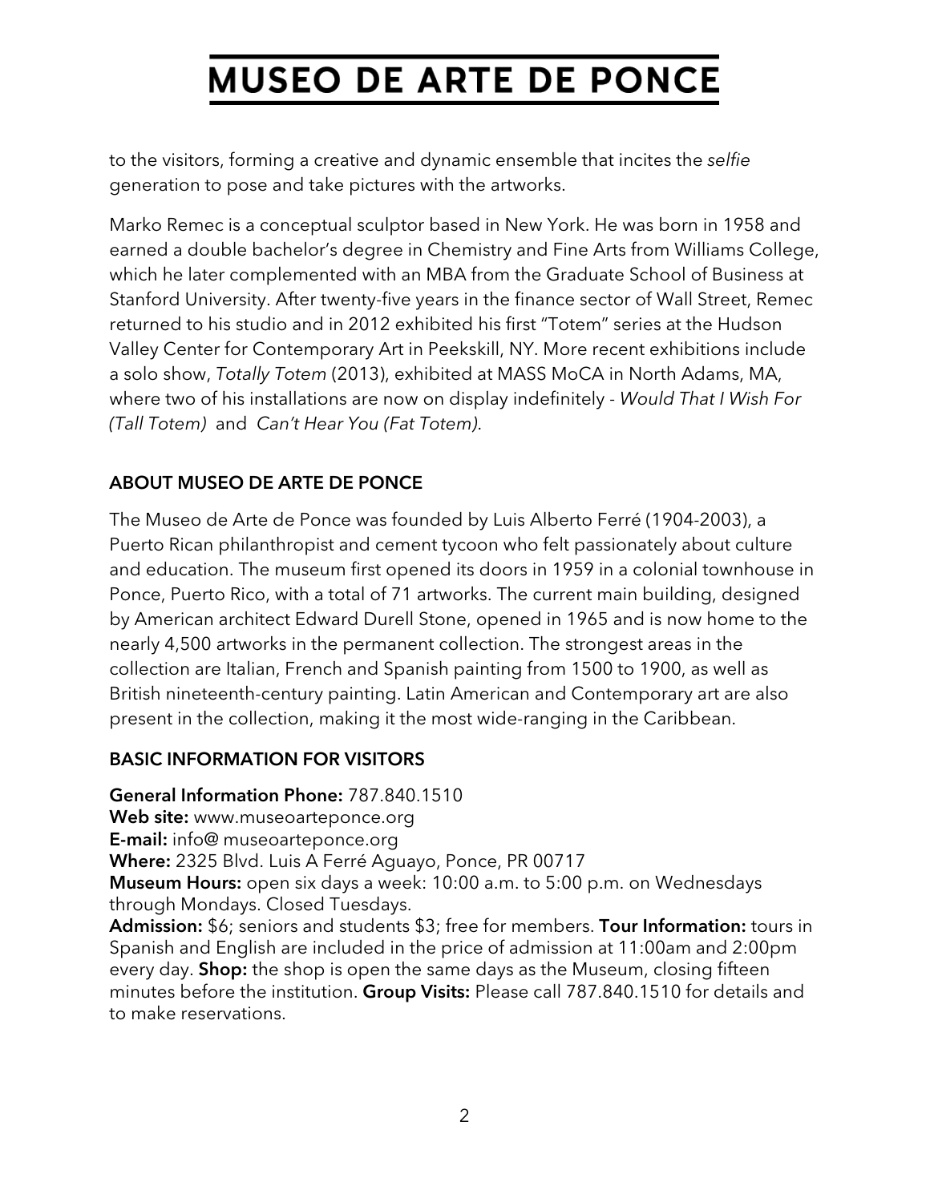to the visitors, forming a creative and dynamic ensemble that incites the *selfie* generation to pose and take pictures with the artworks.

Marko Remec is a conceptual sculptor based in New York. He was born in 1958 and earned a double bachelor's degree in Chemistry and Fine Arts from Williams College, which he later complemented with an MBA from the Graduate School of Business at Stanford University. After twenty-five years in the finance sector of Wall Street, Remec returned to his studio and in 2012 exhibited his first "Totem" series at the Hudson Valley Center for Contemporary Art in Peekskill, NY. More recent exhibitions include a solo show, *Totally Totem* (2013), exhibited at MASS MoCA in North Adams, MA, where two of his installations are now on display indefinitely - *Would That I Wish For (Tall Totem)* and *Can't Hear You (Fat Totem)*.

## ABOUT MUSEO DE ARTE DE PONCE

The Museo de Arte de Ponce was founded by Luis Alberto Ferré (1904-2003), a Puerto Rican philanthropist and cement tycoon who felt passionately about culture and education. The museum first opened its doors in 1959 in a colonial townhouse in Ponce, Puerto Rico, with a total of 71 artworks. The current main building, designed by American architect Edward Durell Stone, opened in 1965 and is now home to the nearly 4,500 artworks in the permanent collection. The strongest areas in the collection are Italian, French and Spanish painting from 1500 to 1900, as well as British nineteenth-century painting. Latin American and Contemporary art are also present in the collection, making it the most wide-ranging in the Caribbean.

## BASIC INFORMATION FOR VISITORS

**General Information Phone:** 787.840.1510
**Web site:** www.museoarteponce.org
**E-mail:** info@ museoarteponce.org
**Where:** 2325 Blvd. Luis A Ferré Aguayo, Ponce, PR 00717
**Museum Hours:** open six days a week: 10:00 a.m. to 5:00 p.m. on Wednesdays through Mondays. Closed Tuesdays.
**Admission:** $6; seniors and students $3; free for members. **Tour Information:** tours in Spanish and English are included in the price of admission at 11:00am and 2:00pm every day. **Shop:** the shop is open the same days as the Museum, closing fifteen minutes before the institution. **Group Visits:** Please call 787.840.1510 for details and to make reservations.